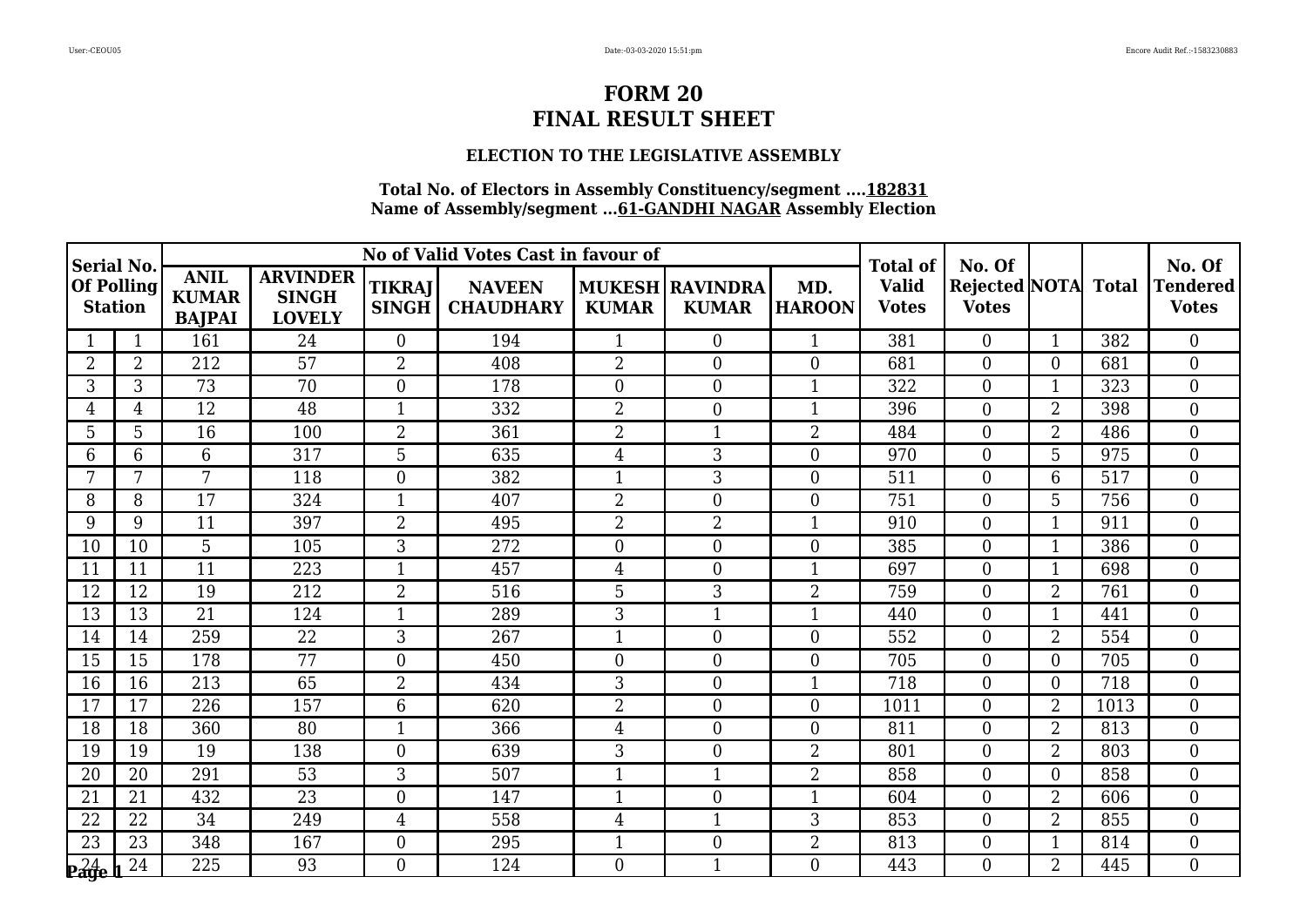# FORM 20
# FINAL RESULT SHEET

### ELECTION TO THE LEGISLATIVE ASSEMBLY

**Total No. of Electors in Assembly Constituency/segment ....182831**
**Name of Assembly/segment ...61-GANDHI NAGAR Assembly Election**

| Serial No. Of Polling Station | | No of Valid Votes Cast in favour of | | | | | | | Total of Valid Votes | No. Of Rejected Votes | NOTA | Total | No. Of Tendered Votes |
|---|---|---|---|---|---|---|---|---|---|---|---|---|---|
| | | ANIL KUMAR BAJPAI | ARVINDER SINGH LOVELY | TIKRAJ SINGH | NAVEEN CHAUDHARY | MUKESH KUMAR | RAVINDRA KUMAR | MD. HAROON | | | | | |
| 1 | 1 | 161 | 24 | 0 | 194 | 1 | 0 | 1 | 381 | 0 | 1 | 382 | 0 |
| 2 | 2 | 212 | 57 | 2 | 408 | 2 | 0 | 0 | 681 | 0 | 0 | 681 | 0 |
| 3 | 3 | 73 | 70 | 0 | 178 | 0 | 0 | 1 | 322 | 0 | 1 | 323 | 0 |
| 4 | 4 | 12 | 48 | 1 | 332 | 2 | 0 | 1 | 396 | 0 | 2 | 398 | 0 |
| 5 | 5 | 16 | 100 | 2 | 361 | 2 | 1 | 2 | 484 | 0 | 2 | 486 | 0 |
| 6 | 6 | 6 | 317 | 5 | 635 | 4 | 3 | 0 | 970 | 0 | 5 | 975 | 0 |
| 7 | 7 | 7 | 118 | 0 | 382 | 1 | 3 | 0 | 511 | 0 | 6 | 517 | 0 |
| 8 | 8 | 17 | 324 | 1 | 407 | 2 | 0 | 0 | 751 | 0 | 5 | 756 | 0 |
| 9 | 9 | 11 | 397 | 2 | 495 | 2 | 2 | 1 | 910 | 0 | 1 | 911 | 0 |
| 10 | 10 | 5 | 105 | 3 | 272 | 0 | 0 | 0 | 385 | 0 | 1 | 386 | 0 |
| 11 | 11 | 11 | 223 | 1 | 457 | 4 | 0 | 1 | 697 | 0 | 1 | 698 | 0 |
| 12 | 12 | 19 | 212 | 2 | 516 | 5 | 3 | 2 | 759 | 0 | 2 | 761 | 0 |
| 13 | 13 | 21 | 124 | 1 | 289 | 3 | 1 | 1 | 440 | 0 | 1 | 441 | 0 |
| 14 | 14 | 259 | 22 | 3 | 267 | 1 | 0 | 0 | 552 | 0 | 2 | 554 | 0 |
| 15 | 15 | 178 | 77 | 0 | 450 | 0 | 0 | 0 | 705 | 0 | 0 | 705 | 0 |
| 16 | 16 | 213 | 65 | 2 | 434 | 3 | 0 | 1 | 718 | 0 | 0 | 718 | 0 |
| 17 | 17 | 226 | 157 | 6 | 620 | 2 | 0 | 0 | 1011 | 0 | 2 | 1013 | 0 |
| 18 | 18 | 360 | 80 | 1 | 366 | 4 | 0 | 0 | 811 | 0 | 2 | 813 | 0 |
| 19 | 19 | 19 | 138 | 0 | 639 | 3 | 0 | 2 | 801 | 0 | 2 | 803 | 0 |
| 20 | 20 | 291 | 53 | 3 | 507 | 1 | 1 | 2 | 858 | 0 | 0 | 858 | 0 |
| 21 | 21 | 432 | 23 | 0 | 147 | 1 | 0 | 1 | 604 | 0 | 2 | 606 | 0 |
| 22 | 22 | 34 | 249 | 4 | 558 | 4 | 1 | 3 | 853 | 0 | 2 | 855 | 0 |
| 23 | 23 | 348 | 167 | 0 | 295 | 1 | 0 | 2 | 813 | 0 | 1 | 814 | 0 |
| 24 | 24 | 225 | 93 | 0 | 124 | 0 | 1 | 0 | 443 | 0 | 2 | 445 | 0 |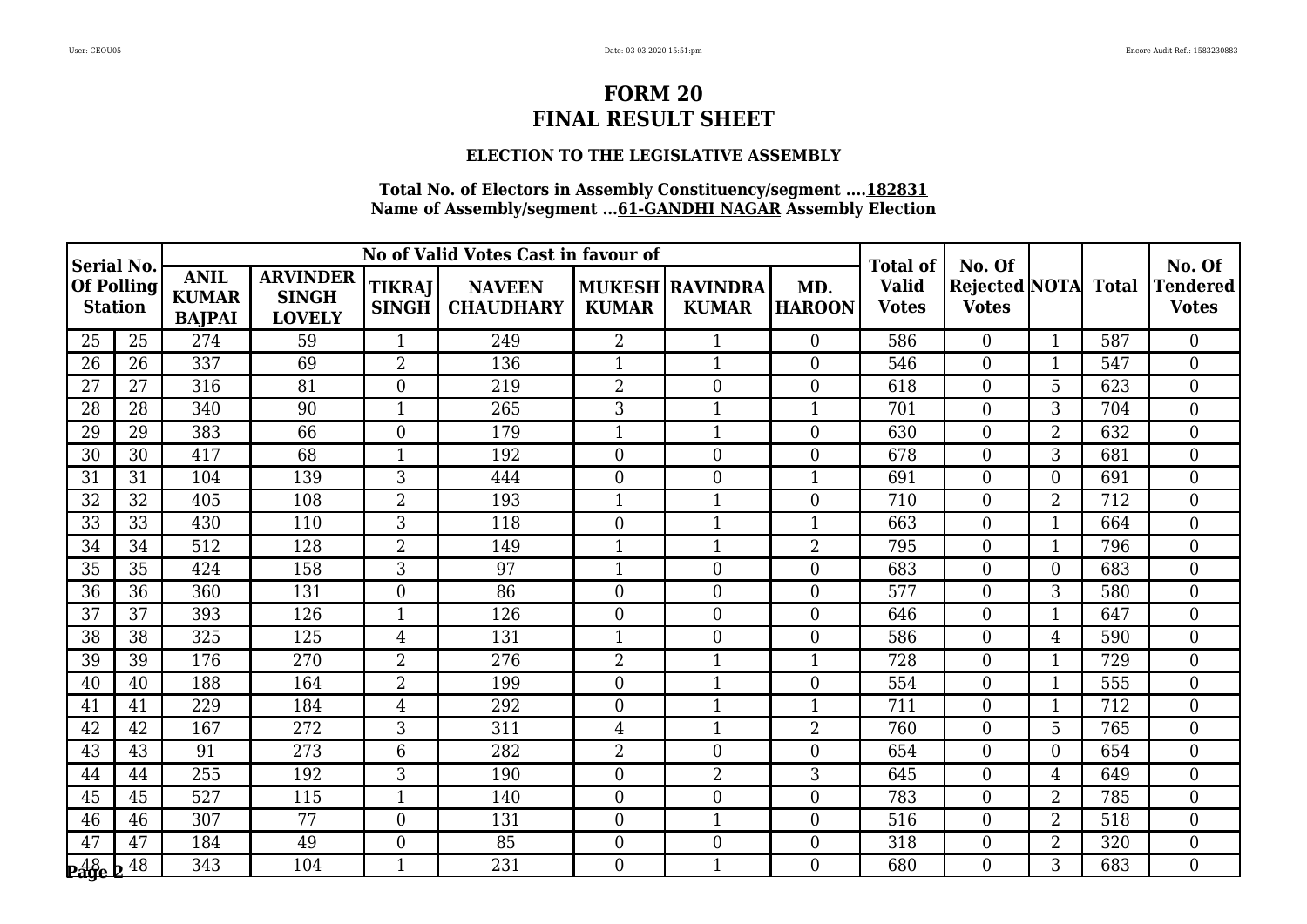# FORM 20
# FINAL RESULT SHEET

### ELECTION TO THE LEGISLATIVE ASSEMBLY

**Total No. of Electors in Assembly Constituency/segment ....182831**
**Name of Assembly/segment ...61-GANDHI NAGAR Assembly Election**

| Serial No. Of Polling Station | | No of Valid Votes Cast in favour of | | | | | | | Total of Valid Votes | No. Of Rejected Votes | NOTA | Total | No. Of Tendered Votes |
|---|---|---|---|---|---|---|---|---|---|---|---|---|---|
| | | ANIL KUMAR BAJPAI | ARVINDER SINGH LOVELY | TIKRAJ SINGH | NAVEEN CHAUDHARY | MUKESH KUMAR | RAVINDRA KUMAR | MD. HAROON | | | | | |
| 25 | 25 | 274 | 59 | 1 | 249 | 2 | 1 | 0 | 586 | 0 | 1 | 587 | 0 |
| 26 | 26 | 337 | 69 | 2 | 136 | 1 | 1 | 0 | 546 | 0 | 1 | 547 | 0 |
| 27 | 27 | 316 | 81 | 0 | 219 | 2 | 0 | 0 | 618 | 0 | 5 | 623 | 0 |
| 28 | 28 | 340 | 90 | 1 | 265 | 3 | 1 | 1 | 701 | 0 | 3 | 704 | 0 |
| 29 | 29 | 383 | 66 | 0 | 179 | 1 | 1 | 0 | 630 | 0 | 2 | 632 | 0 |
| 30 | 30 | 417 | 68 | 1 | 192 | 0 | 0 | 0 | 678 | 0 | 3 | 681 | 0 |
| 31 | 31 | 104 | 139 | 3 | 444 | 0 | 0 | 1 | 691 | 0 | 0 | 691 | 0 |
| 32 | 32 | 405 | 108 | 2 | 193 | 1 | 1 | 0 | 710 | 0 | 2 | 712 | 0 |
| 33 | 33 | 430 | 110 | 3 | 118 | 0 | 1 | 1 | 663 | 0 | 1 | 664 | 0 |
| 34 | 34 | 512 | 128 | 2 | 149 | 1 | 1 | 2 | 795 | 0 | 1 | 796 | 0 |
| 35 | 35 | 424 | 158 | 3 | 97 | 1 | 0 | 0 | 683 | 0 | 0 | 683 | 0 |
| 36 | 36 | 360 | 131 | 0 | 86 | 0 | 0 | 0 | 577 | 0 | 3 | 580 | 0 |
| 37 | 37 | 393 | 126 | 1 | 126 | 0 | 0 | 0 | 646 | 0 | 1 | 647 | 0 |
| 38 | 38 | 325 | 125 | 4 | 131 | 1 | 0 | 0 | 586 | 0 | 4 | 590 | 0 |
| 39 | 39 | 176 | 270 | 2 | 276 | 2 | 1 | 1 | 728 | 0 | 1 | 729 | 0 |
| 40 | 40 | 188 | 164 | 2 | 199 | 0 | 1 | 0 | 554 | 0 | 1 | 555 | 0 |
| 41 | 41 | 229 | 184 | 4 | 292 | 0 | 1 | 1 | 711 | 0 | 1 | 712 | 0 |
| 42 | 42 | 167 | 272 | 3 | 311 | 4 | 1 | 2 | 760 | 0 | 5 | 765 | 0 |
| 43 | 43 | 91 | 273 | 6 | 282 | 2 | 0 | 0 | 654 | 0 | 0 | 654 | 0 |
| 44 | 44 | 255 | 192 | 3 | 190 | 0 | 2 | 3 | 645 | 0 | 4 | 649 | 0 |
| 45 | 45 | 527 | 115 | 1 | 140 | 0 | 0 | 0 | 783 | 0 | 2 | 785 | 0 |
| 46 | 46 | 307 | 77 | 0 | 131 | 0 | 1 | 0 | 516 | 0 | 2 | 518 | 0 |
| 47 | 47 | 184 | 49 | 0 | 85 | 0 | 0 | 0 | 318 | 0 | 2 | 320 | 0 |
| 48 | 48 | 343 | 104 | 1 | 231 | 0 | 1 | 0 | 680 | 0 | 3 | 683 | 0 |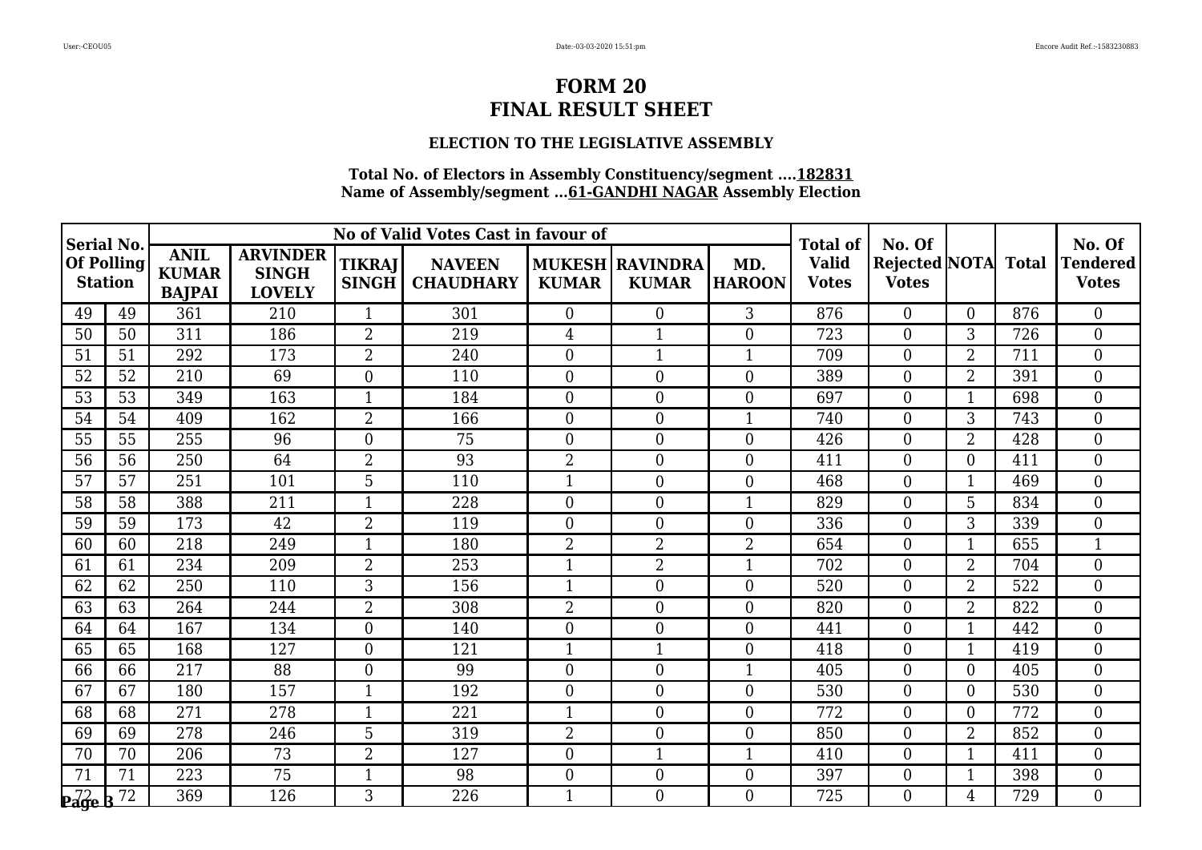# FORM 20
# FINAL RESULT SHEET

### ELECTION TO THE LEGISLATIVE ASSEMBLY

**Total No. of Electors in Assembly Constituency/segment ....182831**
**Name of Assembly/segment ...61-GANDHI NAGAR Assembly Election**

| Serial No. Of Polling Station | | No of Valid Votes Cast in favour of | | | | | | | Total of Valid Votes | No. Of Rejected Votes | NOTA | Total | No. Of Tendered Votes |
|---|---|---|---|---|---|---|---|---|---|---|---|---|---|
| | | ANIL KUMAR BAJPAI | ARVINDER SINGH LOVELY | TIKRAJ SINGH | NAVEEN CHAUDHARY | MUKESH KUMAR | RAVINDRA KUMAR | MD. HAROON | | | | | |
| 49 | 49 | 361 | 210 | 1 | 301 | 0 | 0 | 3 | 876 | 0 | 0 | 876 | 0 |
| 50 | 50 | 311 | 186 | 2 | 219 | 4 | 1 | 0 | 723 | 0 | 3 | 726 | 0 |
| 51 | 51 | 292 | 173 | 2 | 240 | 0 | 1 | 1 | 709 | 0 | 2 | 711 | 0 |
| 52 | 52 | 210 | 69 | 0 | 110 | 0 | 0 | 0 | 389 | 0 | 2 | 391 | 0 |
| 53 | 53 | 349 | 163 | 1 | 184 | 0 | 0 | 0 | 697 | 0 | 1 | 698 | 0 |
| 54 | 54 | 409 | 162 | 2 | 166 | 0 | 0 | 1 | 740 | 0 | 3 | 743 | 0 |
| 55 | 55 | 255 | 96 | 0 | 75 | 0 | 0 | 0 | 426 | 0 | 2 | 428 | 0 |
| 56 | 56 | 250 | 64 | 2 | 93 | 2 | 0 | 0 | 411 | 0 | 0 | 411 | 0 |
| 57 | 57 | 251 | 101 | 5 | 110 | 1 | 0 | 0 | 468 | 0 | 1 | 469 | 0 |
| 58 | 58 | 388 | 211 | 1 | 228 | 0 | 0 | 1 | 829 | 0 | 5 | 834 | 0 |
| 59 | 59 | 173 | 42 | 2 | 119 | 0 | 0 | 0 | 336 | 0 | 3 | 339 | 0 |
| 60 | 60 | 218 | 249 | 1 | 180 | 2 | 2 | 2 | 654 | 0 | 1 | 655 | 1 |
| 61 | 61 | 234 | 209 | 2 | 253 | 1 | 2 | 1 | 702 | 0 | 2 | 704 | 0 |
| 62 | 62 | 250 | 110 | 3 | 156 | 1 | 0 | 0 | 520 | 0 | 2 | 522 | 0 |
| 63 | 63 | 264 | 244 | 2 | 308 | 2 | 0 | 0 | 820 | 0 | 2 | 822 | 0 |
| 64 | 64 | 167 | 134 | 0 | 140 | 0 | 0 | 0 | 441 | 0 | 1 | 442 | 0 |
| 65 | 65 | 168 | 127 | 0 | 121 | 1 | 1 | 0 | 418 | 0 | 1 | 419 | 0 |
| 66 | 66 | 217 | 88 | 0 | 99 | 0 | 0 | 1 | 405 | 0 | 0 | 405 | 0 |
| 67 | 67 | 180 | 157 | 1 | 192 | 0 | 0 | 0 | 530 | 0 | 0 | 530 | 0 |
| 68 | 68 | 271 | 278 | 1 | 221 | 1 | 0 | 0 | 772 | 0 | 0 | 772 | 0 |
| 69 | 69 | 278 | 246 | 5 | 319 | 2 | 0 | 0 | 850 | 0 | 2 | 852 | 0 |
| 70 | 70 | 206 | 73 | 2 | 127 | 0 | 1 | 1 | 410 | 0 | 1 | 411 | 0 |
| 71 | 71 | 223 | 75 | 1 | 98 | 0 | 0 | 0 | 397 | 0 | 1 | 398 | 0 |
| 72 | 72 | 369 | 126 | 3 | 226 | 1 | 0 | 0 | 725 | 0 | 4 | 729 | 0 |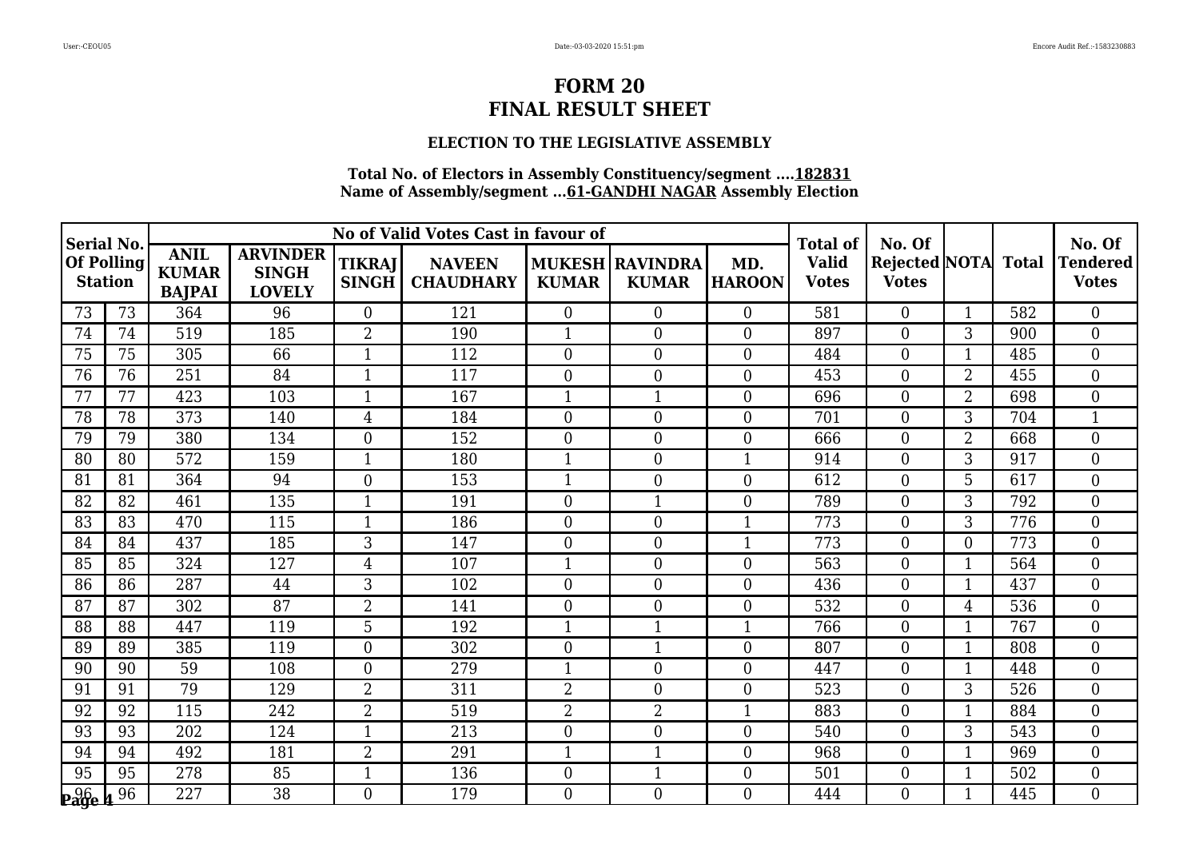# FORM 20
# FINAL RESULT SHEET

### ELECTION TO THE LEGISLATIVE ASSEMBLY

**Total No. of Electors in Assembly Constituency/segment ....182831**
**Name of Assembly/segment ...61-GANDHI NAGAR Assembly Election**

| Serial No. Of Polling Station | | No of Valid Votes Cast in favour of | | | | | | | Total of Valid Votes | No. Of Rejected Votes | NOTA | Total | No. Of Tendered Votes |
|---|---|---|---|---|---|---|---|---|---|---|---|---|---|
| | | ANIL KUMAR BAJPAI | ARVINDER SINGH LOVELY | TIKRAJ SINGH | NAVEEN CHAUDHARY | MUKESH KUMAR | RAVINDRA KUMAR | MD. HAROON | | | | | |
| 73 | 73 | 364 | 96 | 0 | 121 | 0 | 0 | 0 | 581 | 0 | 1 | 582 | 0 |
| 74 | 74 | 519 | 185 | 2 | 190 | 1 | 0 | 0 | 897 | 0 | 3 | 900 | 0 |
| 75 | 75 | 305 | 66 | 1 | 112 | 0 | 0 | 0 | 484 | 0 | 1 | 485 | 0 |
| 76 | 76 | 251 | 84 | 1 | 117 | 0 | 0 | 0 | 453 | 0 | 2 | 455 | 0 |
| 77 | 77 | 423 | 103 | 1 | 167 | 1 | 1 | 0 | 696 | 0 | 2 | 698 | 0 |
| 78 | 78 | 373 | 140 | 4 | 184 | 0 | 0 | 0 | 701 | 0 | 3 | 704 | 1 |
| 79 | 79 | 380 | 134 | 0 | 152 | 0 | 0 | 0 | 666 | 0 | 2 | 668 | 0 |
| 80 | 80 | 572 | 159 | 1 | 180 | 1 | 0 | 1 | 914 | 0 | 3 | 917 | 0 |
| 81 | 81 | 364 | 94 | 0 | 153 | 1 | 0 | 0 | 612 | 0 | 5 | 617 | 0 |
| 82 | 82 | 461 | 135 | 1 | 191 | 0 | 1 | 0 | 789 | 0 | 3 | 792 | 0 |
| 83 | 83 | 470 | 115 | 1 | 186 | 0 | 0 | 1 | 773 | 0 | 3 | 776 | 0 |
| 84 | 84 | 437 | 185 | 3 | 147 | 0 | 0 | 1 | 773 | 0 | 0 | 773 | 0 |
| 85 | 85 | 324 | 127 | 4 | 107 | 1 | 0 | 0 | 563 | 0 | 1 | 564 | 0 |
| 86 | 86 | 287 | 44 | 3 | 102 | 0 | 0 | 0 | 436 | 0 | 1 | 437 | 0 |
| 87 | 87 | 302 | 87 | 2 | 141 | 0 | 0 | 0 | 532 | 0 | 4 | 536 | 0 |
| 88 | 88 | 447 | 119 | 5 | 192 | 1 | 1 | 1 | 766 | 0 | 1 | 767 | 0 |
| 89 | 89 | 385 | 119 | 0 | 302 | 0 | 1 | 0 | 807 | 0 | 1 | 808 | 0 |
| 90 | 90 | 59 | 108 | 0 | 279 | 1 | 0 | 0 | 447 | 0 | 1 | 448 | 0 |
| 91 | 91 | 79 | 129 | 2 | 311 | 2 | 0 | 0 | 523 | 0 | 3 | 526 | 0 |
| 92 | 92 | 115 | 242 | 2 | 519 | 2 | 2 | 1 | 883 | 0 | 1 | 884 | 0 |
| 93 | 93 | 202 | 124 | 1 | 213 | 0 | 0 | 0 | 540 | 0 | 3 | 543 | 0 |
| 94 | 94 | 492 | 181 | 2 | 291 | 1 | 1 | 0 | 968 | 0 | 1 | 969 | 0 |
| 95 | 95 | 278 | 85 | 1 | 136 | 0 | 1 | 0 | 501 | 0 | 1 | 502 | 0 |
| 96 | 96 | 227 | 38 | 0 | 179 | 0 | 0 | 0 | 444 | 0 | 1 | 445 | 0 |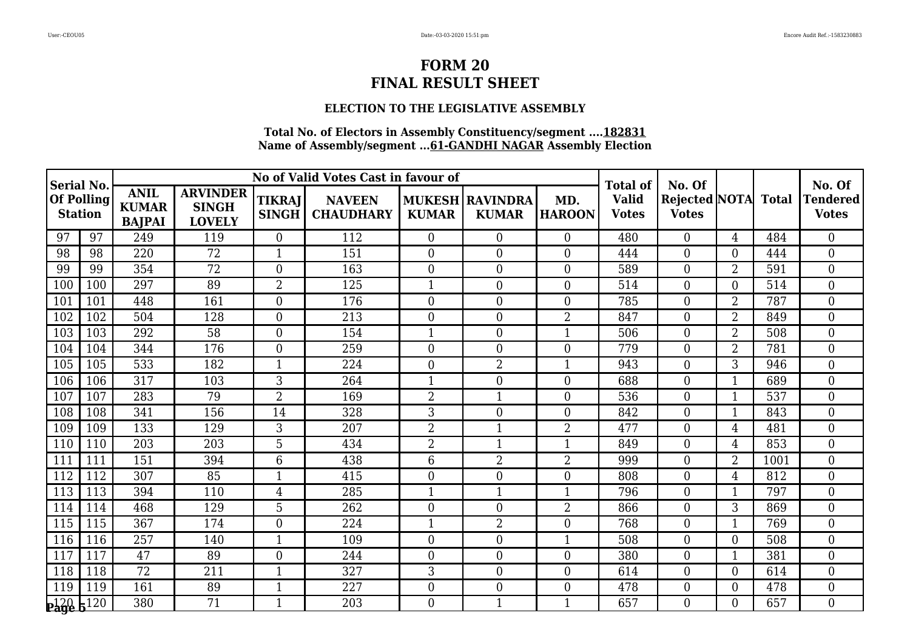# FORM 20
# FINAL RESULT SHEET

### ELECTION TO THE LEGISLATIVE ASSEMBLY

**Total No. of Electors in Assembly Constituency/segment ....182831**
**Name of Assembly/segment ...61-GANDHI NAGAR Assembly Election**

| Serial No. Of Polling Station | | No of Valid Votes Cast in favour of | | | | | | | Total of Valid Votes | No. Of Rejected Votes | NOTA | Total | No. Of Tendered Votes |
|---|---|---|---|---|---|---|---|---|---|---|---|---|---|
| | | ANIL KUMAR BAJPAI | ARVINDER SINGH LOVELY | TIKRAJ SINGH | NAVEEN CHAUDHARY | MUKESH KUMAR | RAVINDRA KUMAR | MD. HAROON | | | | | |
| 97 | 97 | 249 | 119 | 0 | 112 | 0 | 0 | 0 | 480 | 0 | 4 | 484 | 0 |
| 98 | 98 | 220 | 72 | 1 | 151 | 0 | 0 | 0 | 444 | 0 | 0 | 444 | 0 |
| 99 | 99 | 354 | 72 | 0 | 163 | 0 | 0 | 0 | 589 | 0 | 2 | 591 | 0 |
| 100 | 100 | 297 | 89 | 2 | 125 | 1 | 0 | 0 | 514 | 0 | 0 | 514 | 0 |
| 101 | 101 | 448 | 161 | 0 | 176 | 0 | 0 | 0 | 785 | 0 | 2 | 787 | 0 |
| 102 | 102 | 504 | 128 | 0 | 213 | 0 | 0 | 2 | 847 | 0 | 2 | 849 | 0 |
| 103 | 103 | 292 | 58 | 0 | 154 | 1 | 0 | 1 | 506 | 0 | 2 | 508 | 0 |
| 104 | 104 | 344 | 176 | 0 | 259 | 0 | 0 | 0 | 779 | 0 | 2 | 781 | 0 |
| 105 | 105 | 533 | 182 | 1 | 224 | 0 | 2 | 1 | 943 | 0 | 3 | 946 | 0 |
| 106 | 106 | 317 | 103 | 3 | 264 | 1 | 0 | 0 | 688 | 0 | 1 | 689 | 0 |
| 107 | 107 | 283 | 79 | 2 | 169 | 2 | 1 | 0 | 536 | 0 | 1 | 537 | 0 |
| 108 | 108 | 341 | 156 | 14 | 328 | 3 | 0 | 0 | 842 | 0 | 1 | 843 | 0 |
| 109 | 109 | 133 | 129 | 3 | 207 | 2 | 1 | 2 | 477 | 0 | 4 | 481 | 0 |
| 110 | 110 | 203 | 203 | 5 | 434 | 2 | 1 | 1 | 849 | 0 | 4 | 853 | 0 |
| 111 | 111 | 151 | 394 | 6 | 438 | 6 | 2 | 2 | 999 | 0 | 2 | 1001 | 0 |
| 112 | 112 | 307 | 85 | 1 | 415 | 0 | 0 | 0 | 808 | 0 | 4 | 812 | 0 |
| 113 | 113 | 394 | 110 | 4 | 285 | 1 | 1 | 1 | 796 | 0 | 1 | 797 | 0 |
| 114 | 114 | 468 | 129 | 5 | 262 | 0 | 0 | 2 | 866 | 0 | 3 | 869 | 0 |
| 115 | 115 | 367 | 174 | 0 | 224 | 1 | 2 | 0 | 768 | 0 | 1 | 769 | 0 |
| 116 | 116 | 257 | 140 | 1 | 109 | 0 | 0 | 1 | 508 | 0 | 0 | 508 | 0 |
| 117 | 117 | 47 | 89 | 0 | 244 | 0 | 0 | 0 | 380 | 0 | 1 | 381 | 0 |
| 118 | 118 | 72 | 211 | 1 | 327 | 3 | 0 | 0 | 614 | 0 | 0 | 614 | 0 |
| 119 | 119 | 161 | 89 | 1 | 227 | 0 | 0 | 0 | 478 | 0 | 0 | 478 | 0 |
| 120 | 120 | 380 | 71 | 1 | 203 | 0 | 1 | 1 | 657 | 0 | 0 | 657 | 0 |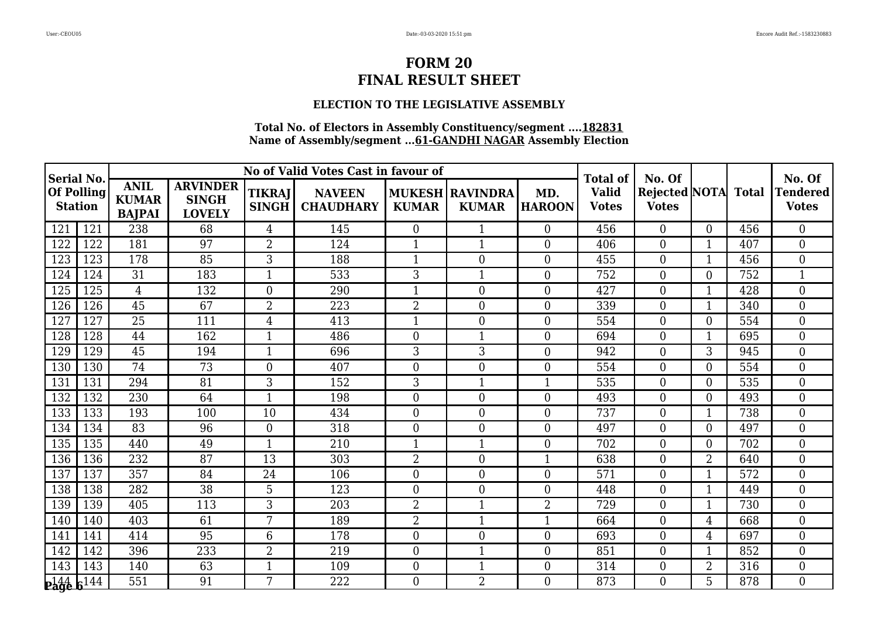# FORM 20
# FINAL RESULT SHEET

### ELECTION TO THE LEGISLATIVE ASSEMBLY

**Total No. of Electors in Assembly Constituency/segment ....182831**
**Name of Assembly/segment ...61-GANDHI NAGAR Assembly Election**

| Serial No. Of Polling Station | | No of Valid Votes Cast in favour of | | | | | | | Total of Valid Votes | No. Of Rejected Votes | NOTA | Total | No. Of Tendered Votes |
|---|---|---|---|---|---|---|---|---|---|---|---|---|---|
| | | ANIL KUMAR BAJPAI | ARVINDER SINGH LOVELY | TIKRAJ SINGH | NAVEEN CHAUDHARY | MUKESH KUMAR | RAVINDRA KUMAR | MD. HAROON | | | | | |
| 121 | 121 | 238 | 68 | 4 | 145 | 0 | 1 | 0 | 456 | 0 | 0 | 456 | 0 |
| 122 | 122 | 181 | 97 | 2 | 124 | 1 | 1 | 0 | 406 | 0 | 1 | 407 | 0 |
| 123 | 123 | 178 | 85 | 3 | 188 | 1 | 0 | 0 | 455 | 0 | 1 | 456 | 0 |
| 124 | 124 | 31 | 183 | 1 | 533 | 3 | 1 | 0 | 752 | 0 | 0 | 752 | 1 |
| 125 | 125 | 4 | 132 | 0 | 290 | 1 | 0 | 0 | 427 | 0 | 1 | 428 | 0 |
| 126 | 126 | 45 | 67 | 2 | 223 | 2 | 0 | 0 | 339 | 0 | 1 | 340 | 0 |
| 127 | 127 | 25 | 111 | 4 | 413 | 1 | 0 | 0 | 554 | 0 | 0 | 554 | 0 |
| 128 | 128 | 44 | 162 | 1 | 486 | 0 | 1 | 0 | 694 | 0 | 1 | 695 | 0 |
| 129 | 129 | 45 | 194 | 1 | 696 | 3 | 3 | 0 | 942 | 0 | 3 | 945 | 0 |
| 130 | 130 | 74 | 73 | 0 | 407 | 0 | 0 | 0 | 554 | 0 | 0 | 554 | 0 |
| 131 | 131 | 294 | 81 | 3 | 152 | 3 | 1 | 1 | 535 | 0 | 0 | 535 | 0 |
| 132 | 132 | 230 | 64 | 1 | 198 | 0 | 0 | 0 | 493 | 0 | 0 | 493 | 0 |
| 133 | 133 | 193 | 100 | 10 | 434 | 0 | 0 | 0 | 737 | 0 | 1 | 738 | 0 |
| 134 | 134 | 83 | 96 | 0 | 318 | 0 | 0 | 0 | 497 | 0 | 0 | 497 | 0 |
| 135 | 135 | 440 | 49 | 1 | 210 | 1 | 1 | 0 | 702 | 0 | 0 | 702 | 0 |
| 136 | 136 | 232 | 87 | 13 | 303 | 2 | 0 | 1 | 638 | 0 | 2 | 640 | 0 |
| 137 | 137 | 357 | 84 | 24 | 106 | 0 | 0 | 0 | 571 | 0 | 1 | 572 | 0 |
| 138 | 138 | 282 | 38 | 5 | 123 | 0 | 0 | 0 | 448 | 0 | 1 | 449 | 0 |
| 139 | 139 | 405 | 113 | 3 | 203 | 2 | 1 | 2 | 729 | 0 | 1 | 730 | 0 |
| 140 | 140 | 403 | 61 | 7 | 189 | 2 | 1 | 1 | 664 | 0 | 4 | 668 | 0 |
| 141 | 141 | 414 | 95 | 6 | 178 | 0 | 0 | 0 | 693 | 0 | 4 | 697 | 0 |
| 142 | 142 | 396 | 233 | 2 | 219 | 0 | 1 | 0 | 851 | 0 | 1 | 852 | 0 |
| 143 | 143 | 140 | 63 | 1 | 109 | 0 | 1 | 0 | 314 | 0 | 2 | 316 | 0 |
| 144 | 144 | 551 | 91 | 7 | 222 | 0 | 2 | 0 | 873 | 0 | 5 | 878 | 0 |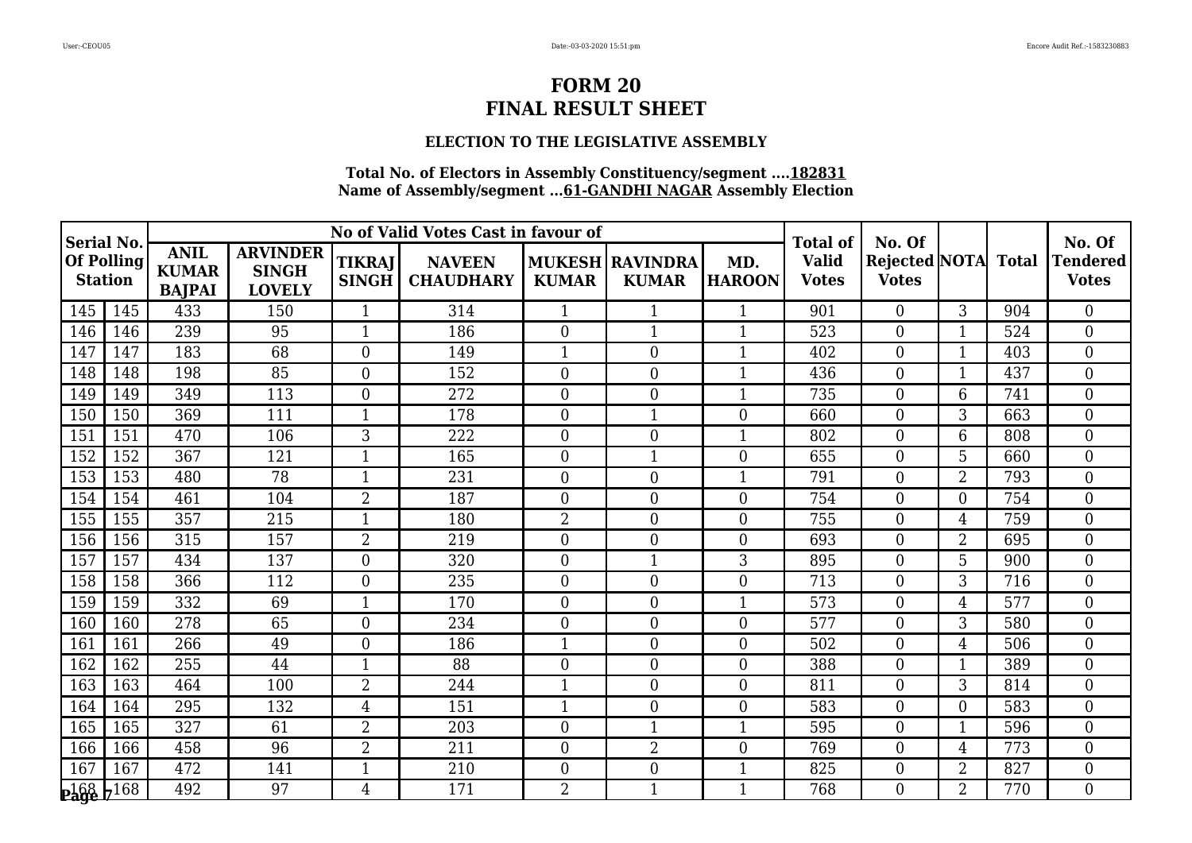# FORM 20
# FINAL RESULT SHEET

### ELECTION TO THE LEGISLATIVE ASSEMBLY

**Total No. of Electors in Assembly Constituency/segment ....182831**
**Name of Assembly/segment ...61-GANDHI NAGAR Assembly Election**

| Serial No. Of Polling Station | | No of Valid Votes Cast in favour of | | | | | | | Total of Valid Votes | No. Of Rejected Votes | NOTA | Total | No. Of Tendered Votes |
|---|---|---|---|---|---|---|---|---|---|---|---|---|---|
| | | ANIL KUMAR BAJPAI | ARVINDER SINGH LOVELY | TIKRAJ SINGH | NAVEEN CHAUDHARY | MUKESH KUMAR | RAVINDRA KUMAR | MD. HAROON | | | | | |
| 145 | 145 | 433 | 150 | 1 | 314 | 1 | 1 | 1 | 901 | 0 | 3 | 904 | 0 |
| 146 | 146 | 239 | 95 | 1 | 186 | 0 | 1 | 1 | 523 | 0 | 1 | 524 | 0 |
| 147 | 147 | 183 | 68 | 0 | 149 | 1 | 0 | 1 | 402 | 0 | 1 | 403 | 0 |
| 148 | 148 | 198 | 85 | 0 | 152 | 0 | 0 | 1 | 436 | 0 | 1 | 437 | 0 |
| 149 | 149 | 349 | 113 | 0 | 272 | 0 | 0 | 1 | 735 | 0 | 6 | 741 | 0 |
| 150 | 150 | 369 | 111 | 1 | 178 | 0 | 1 | 0 | 660 | 0 | 3 | 663 | 0 |
| 151 | 151 | 470 | 106 | 3 | 222 | 0 | 0 | 1 | 802 | 0 | 6 | 808 | 0 |
| 152 | 152 | 367 | 121 | 1 | 165 | 0 | 1 | 0 | 655 | 0 | 5 | 660 | 0 |
| 153 | 153 | 480 | 78 | 1 | 231 | 0 | 0 | 1 | 791 | 0 | 2 | 793 | 0 |
| 154 | 154 | 461 | 104 | 2 | 187 | 0 | 0 | 0 | 754 | 0 | 0 | 754 | 0 |
| 155 | 155 | 357 | 215 | 1 | 180 | 2 | 0 | 0 | 755 | 0 | 4 | 759 | 0 |
| 156 | 156 | 315 | 157 | 2 | 219 | 0 | 0 | 0 | 693 | 0 | 2 | 695 | 0 |
| 157 | 157 | 434 | 137 | 0 | 320 | 0 | 1 | 3 | 895 | 0 | 5 | 900 | 0 |
| 158 | 158 | 366 | 112 | 0 | 235 | 0 | 0 | 0 | 713 | 0 | 3 | 716 | 0 |
| 159 | 159 | 332 | 69 | 1 | 170 | 0 | 0 | 1 | 573 | 0 | 4 | 577 | 0 |
| 160 | 160 | 278 | 65 | 0 | 234 | 0 | 0 | 0 | 577 | 0 | 3 | 580 | 0 |
| 161 | 161 | 266 | 49 | 0 | 186 | 1 | 0 | 0 | 502 | 0 | 4 | 506 | 0 |
| 162 | 162 | 255 | 44 | 1 | 88 | 0 | 0 | 0 | 388 | 0 | 1 | 389 | 0 |
| 163 | 163 | 464 | 100 | 2 | 244 | 1 | 0 | 0 | 811 | 0 | 3 | 814 | 0 |
| 164 | 164 | 295 | 132 | 4 | 151 | 1 | 0 | 0 | 583 | 0 | 0 | 583 | 0 |
| 165 | 165 | 327 | 61 | 2 | 203 | 0 | 1 | 1 | 595 | 0 | 1 | 596 | 0 |
| 166 | 166 | 458 | 96 | 2 | 211 | 0 | 2 | 0 | 769 | 0 | 4 | 773 | 0 |
| 167 | 167 | 472 | 141 | 1 | 210 | 0 | 0 | 1 | 825 | 0 | 2 | 827 | 0 |
| 168 | 168 | 492 | 97 | 4 | 171 | 2 | 1 | 1 | 768 | 0 | 2 | 770 | 0 |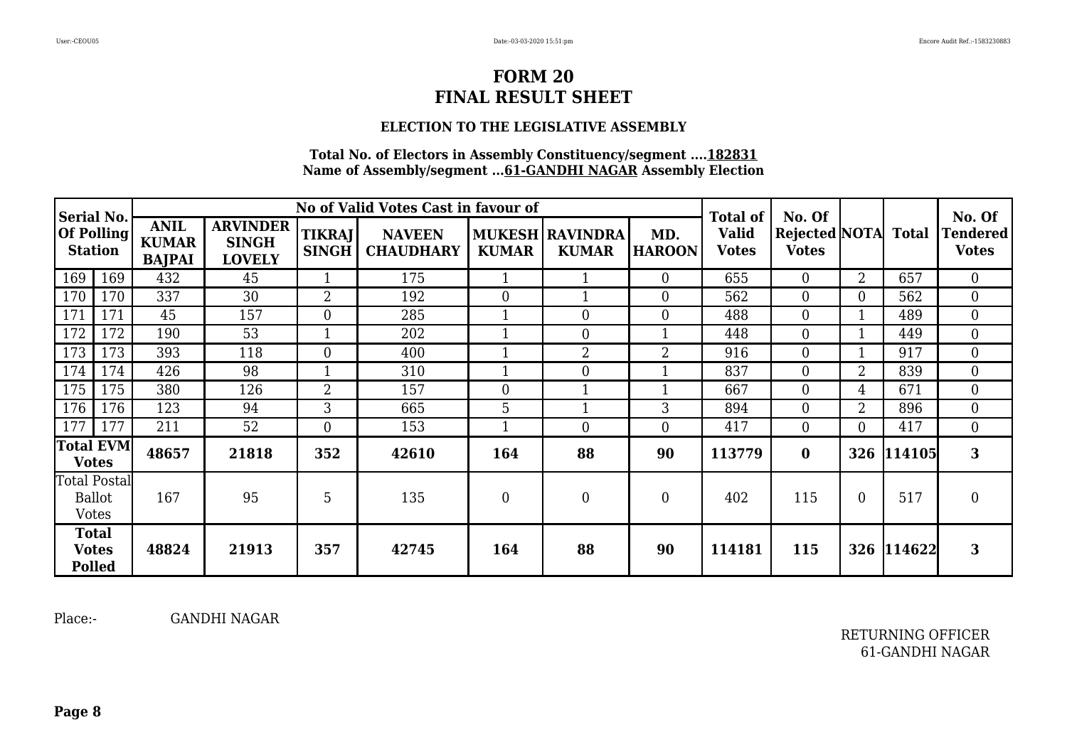# FORM 20
# FINAL RESULT SHEET

### ELECTION TO THE LEGISLATIVE ASSEMBLY

**Total No. of Electors in Assembly Constituency/segment ....182831**
**Name of Assembly/segment ...61-GANDHI NAGAR Assembly Election**

| Serial No. Of Polling Station | | No of Valid Votes Cast in favour of | | | | | | | Total of Valid Votes | No. Of Rejected Votes | NOTA | Total | No. Of Tendered Votes |
|---|---|---|---|---|---|---|---|---|---|---|---|---|---|
| | | ANIL KUMAR BAJPAI | ARVINDER SINGH LOVELY | TIKRAJ SINGH | NAVEEN CHAUDHARY | MUKESH KUMAR | RAVINDRA KUMAR | MD. HAROON | | | | | |
| 169 | 169 | 432 | 45 | 1 | 175 | 1 | 1 | 0 | 655 | 0 | 2 | 657 | 0 |
| 170 | 170 | 337 | 30 | 2 | 192 | 0 | 1 | 0 | 562 | 0 | 0 | 562 | 0 |
| 171 | 171 | 45 | 157 | 0 | 285 | 1 | 0 | 0 | 488 | 0 | 1 | 489 | 0 |
| 172 | 172 | 190 | 53 | 1 | 202 | 1 | 0 | 1 | 448 | 0 | 1 | 449 | 0 |
| 173 | 173 | 393 | 118 | 0 | 400 | 1 | 2 | 2 | 916 | 0 | 1 | 917 | 0 |
| 174 | 174 | 426 | 98 | 1 | 310 | 1 | 0 | 1 | 837 | 0 | 2 | 839 | 0 |
| 175 | 175 | 380 | 126 | 2 | 157 | 0 | 1 | 1 | 667 | 0 | 4 | 671 | 0 |
| 176 | 176 | 123 | 94 | 3 | 665 | 5 | 1 | 3 | 894 | 0 | 2 | 896 | 0 |
| 177 | 177 | 211 | 52 | 0 | 153 | 1 | 0 | 0 | 417 | 0 | 0 | 417 | 0 |
| **Total EVM Votes** | | **48657** | **21818** | **352** | **42610** | **164** | **88** | **90** | **113779** | **0** | **326** | **114105** | **3** |
| Total Postal Ballot Votes | | 167 | 95 | 5 | 135 | 0 | 0 | 0 | 402 | 115 | 0 | 517 | 0 |
| **Total Votes Polled** | | **48824** | **21913** | **357** | **42745** | **164** | **88** | **90** | **114181** | **115** | **326** | **114622** | **3** |

Place:- GANDHI NAGAR

RETURNING OFFICER
61-GANDHI NAGAR